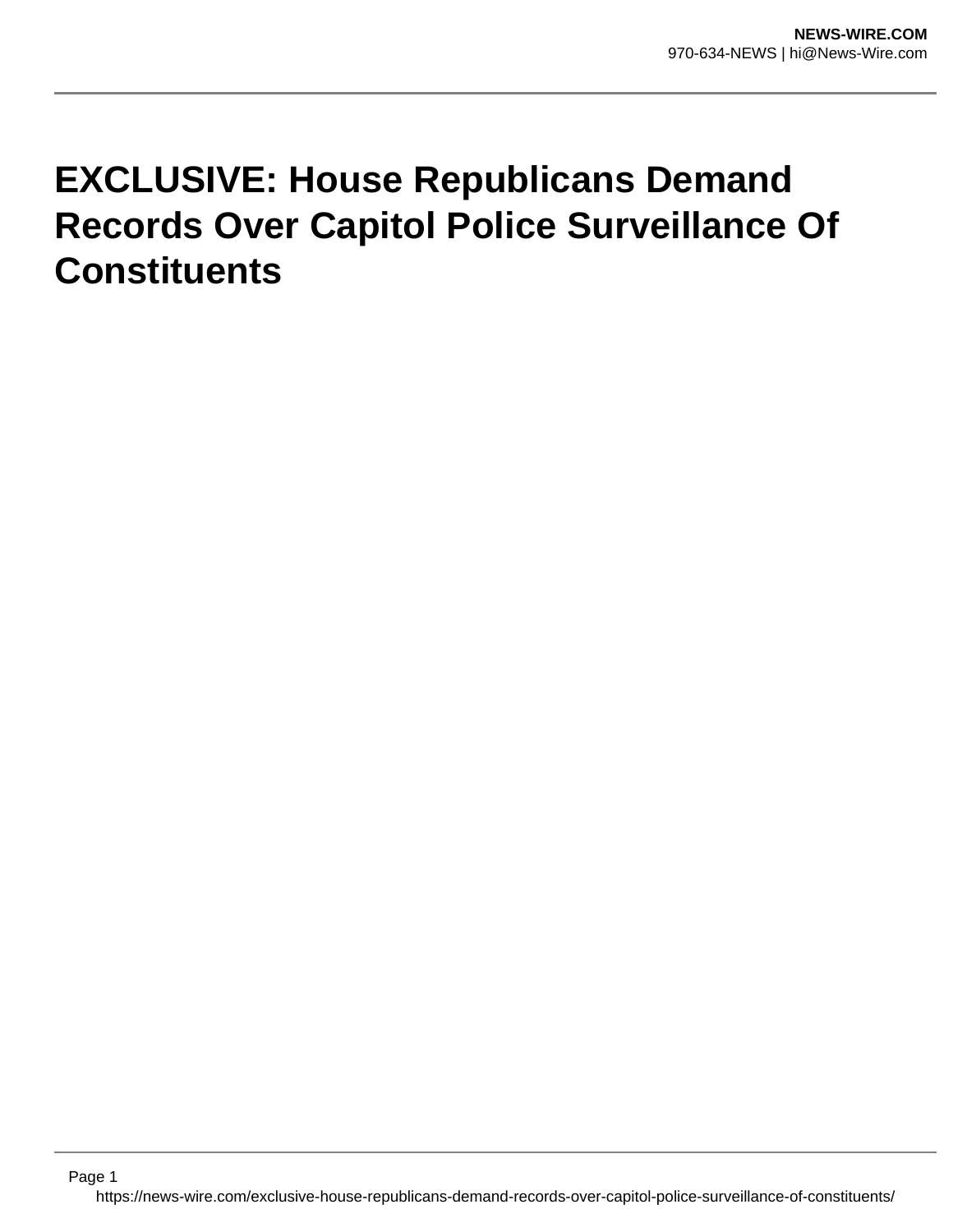# EXCLUSIVE: House Republicans Demand Records Over Capitol Police Surveillance Of Constituents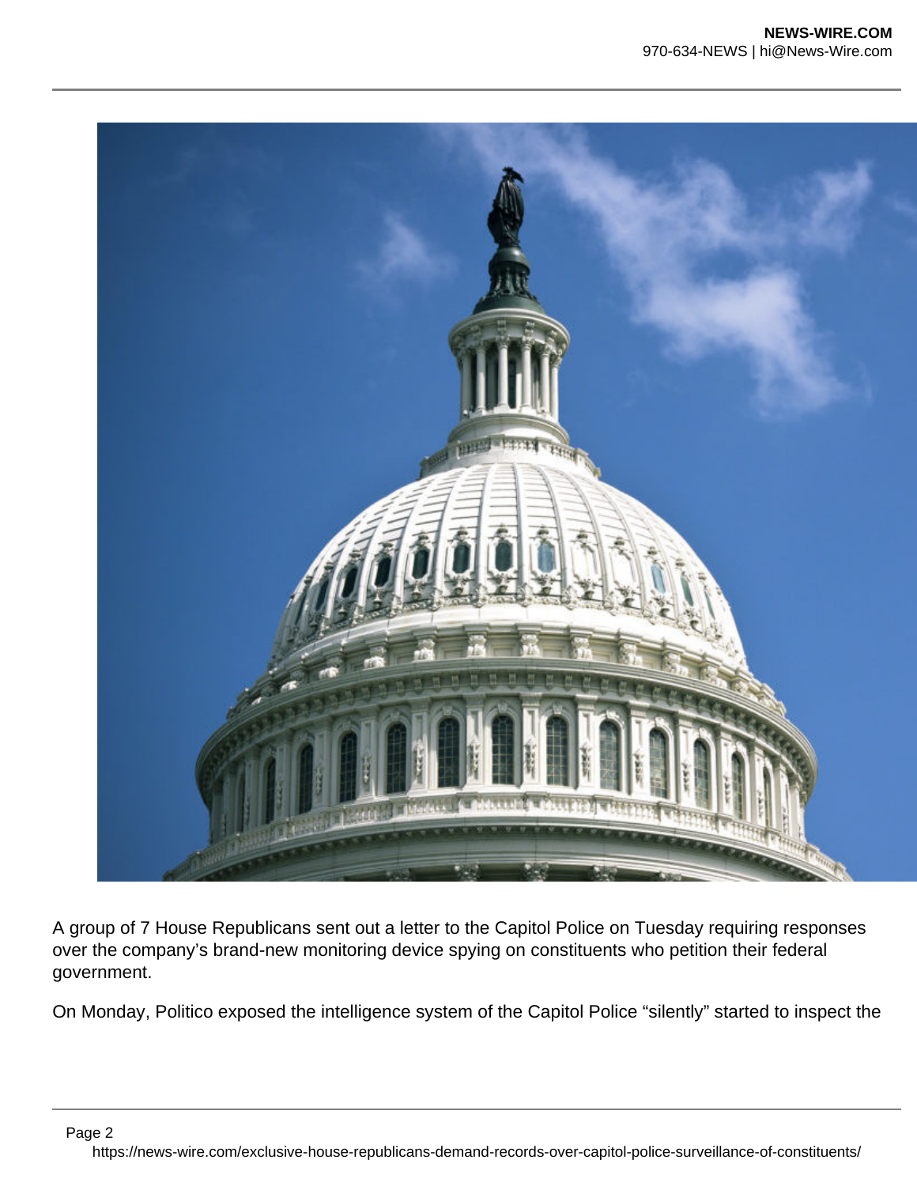A group of 7 House Republicans sent out a letter to the Capitol Police on Tuesday requiring responses over the company's brand-new monitoring device spying on constituents who petition their federal government.

On Monday, Politico exposed the intelligence system of the Capitol Police "silently" started to inspect the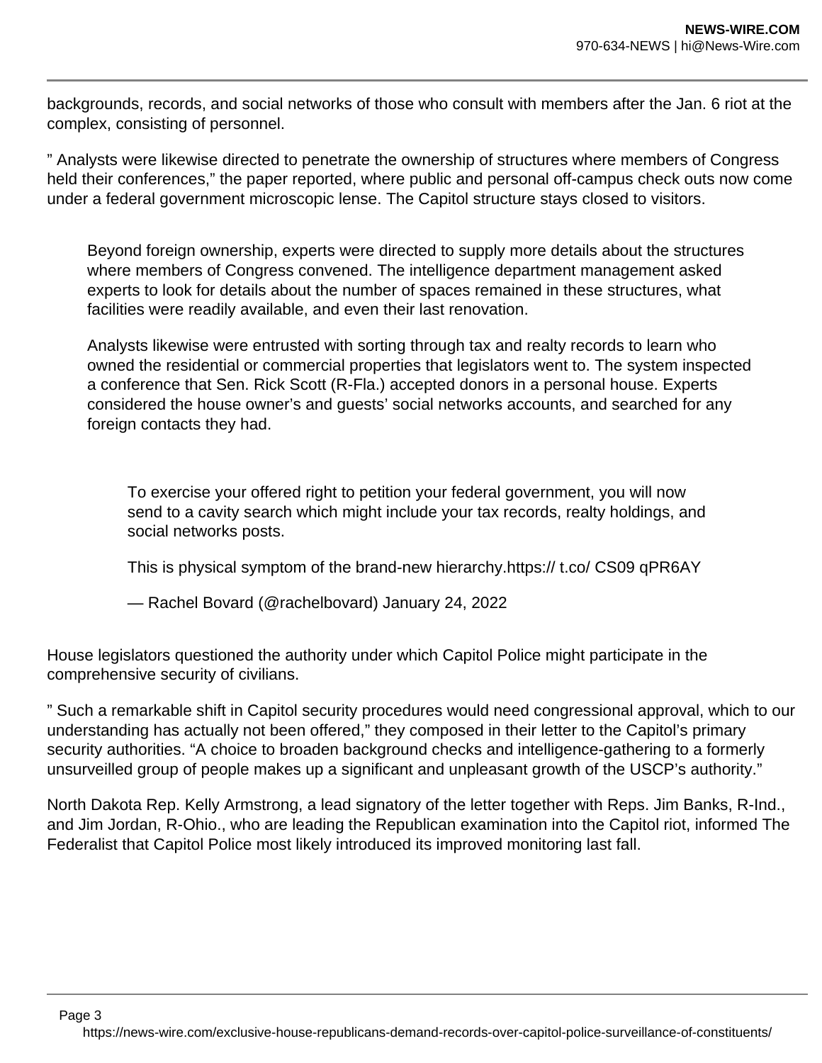backgrounds, records, and social networks of those who consult with members after the Jan. 6 riot at the complex, consisting of personnel.

” Analysts were likewise directed to penetrate the ownership of structures where members of Congress held their conferences,” the paper reported, where public and personal off-campus check outs now come under a federal government microscopic lense. The Capitol structure stays closed to visitors.

> Beyond foreign ownership, experts were directed to supply more details about the structures where members of Congress convened. The intelligence department management asked experts to look for details about the number of spaces remained in these structures, what facilities were readily available, and even their last renovation.
>
> Analysts likewise were entrusted with sorting through tax and realty records to learn who owned the residential or commercial properties that legislators went to. The system inspected a conference that Sen. Rick Scott (R-Fla.) accepted donors in a personal house. Experts considered the house owner’s and guests’ social networks accounts, and searched for any foreign contacts they had.

> > To exercise your offered right to petition your federal government, you will now send to a cavity search which might include your tax records, realty holdings, and social networks posts.
> >
> > This is physical symptom of the brand-new hierarchy.https:// t.co/ CS09 qPR6AY
> >
> > — Rachel Bovard (@rachelbovard) January 24, 2022

House legislators questioned the authority under which Capitol Police might participate in the comprehensive security of civilians.

” Such a remarkable shift in Capitol security procedures would need congressional approval, which to our understanding has actually not been offered,” they composed in their letter to the Capitol’s primary security authorities. “A choice to broaden background checks and intelligence-gathering to a formerly unsurveilled group of people makes up a significant and unpleasant growth of the USCP’s authority.”

North Dakota Rep. Kelly Armstrong, a lead signatory of the letter together with Reps. Jim Banks, R-Ind., and Jim Jordan, R-Ohio., who are leading the Republican examination into the Capitol riot, informed The Federalist that Capitol Police most likely introduced its improved monitoring last fall.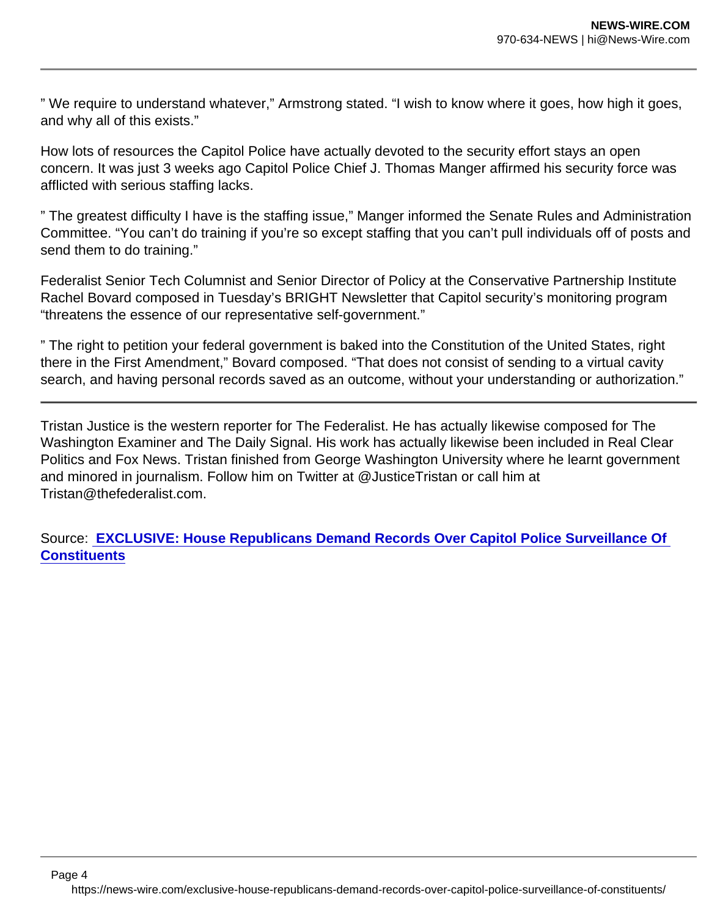" We require to understand whatever," Armstrong stated. "I wish to know where it goes, how high it goes, and why all of this exists."

How lots of resources the Capitol Police have actually devoted to the security effort stays an open concern. It was just 3 weeks ago Capitol Police Chief J. Thomas Manger affirmed his security force was afflicted with serious staffing lacks.

" The greatest difficulty I have is the staffing issue," Manger informed the Senate Rules and Administration Committee. "You can't do training if you're so except staffing that you can't pull individuals off of posts and send them to do training."

Federalist Senior Tech Columnist and Senior Director of Policy at the Conservative Partnership Institute Rachel Bovard composed in Tuesday's BRIGHT Newsletter that Capitol security's monitoring program "threatens the essence of our representative self-government."

" The right to petition your federal government is baked into the Constitution of the United States, right there in the First Amendment," Bovard composed. "That does not consist of sending to a virtual cavity search, and having personal records saved as an outcome, without your understanding or authorization."

---

Tristan Justice is the western reporter for The Federalist. He has actually likewise composed for The Washington Examiner and The Daily Signal. His work has actually likewise been included in Real Clear Politics and Fox News. Tristan finished from George Washington University where he learnt government and minored in journalism. Follow him on Twitter at @JusticeTristan or call him at Tristan@thefederalist.com.

Source: **EXCLUSIVE: House Republicans Demand Records Over Capitol Police Surveillance Of Constituents**